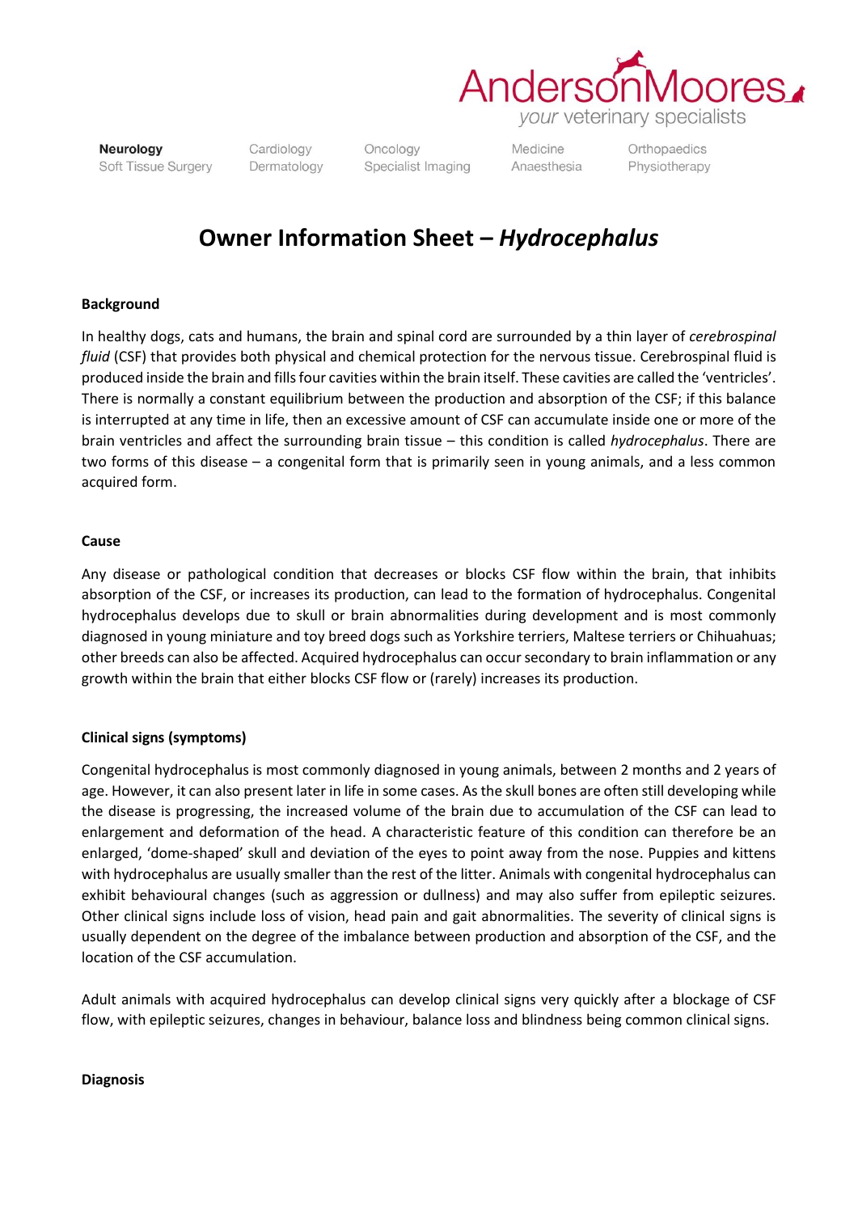AndersonMoores
your veterinary specialists

**Neurology** Soft Tissue Surgery Cardiology Dermatology Oncology Specialist Imaging Medicine Anaesthesia Orthopaedics Physiotherapy

# Owner Information Sheet – *Hydrocephalus*

**Background**

In healthy dogs, cats and humans, the brain and spinal cord are surrounded by a thin layer of *cerebrospinal fluid* (CSF) that provides both physical and chemical protection for the nervous tissue. Cerebrospinal fluid is produced inside the brain and fills four cavities within the brain itself. These cavities are called the 'ventricles'. There is normally a constant equilibrium between the production and absorption of the CSF; if this balance is interrupted at any time in life, then an excessive amount of CSF can accumulate inside one or more of the brain ventricles and affect the surrounding brain tissue – this condition is called *hydrocephalus*. There are two forms of this disease – a congenital form that is primarily seen in young animals, and a less common acquired form.

**Cause**

Any disease or pathological condition that decreases or blocks CSF flow within the brain, that inhibits absorption of the CSF, or increases its production, can lead to the formation of hydrocephalus. Congenital hydrocephalus develops due to skull or brain abnormalities during development and is most commonly diagnosed in young miniature and toy breed dogs such as Yorkshire terriers, Maltese terriers or Chihuahuas; other breeds can also be affected. Acquired hydrocephalus can occur secondary to brain inflammation or any growth within the brain that either blocks CSF flow or (rarely) increases its production.

**Clinical signs (symptoms)**

Congenital hydrocephalus is most commonly diagnosed in young animals, between 2 months and 2 years of age. However, it can also present later in life in some cases. As the skull bones are often still developing while the disease is progressing, the increased volume of the brain due to accumulation of the CSF can lead to enlargement and deformation of the head. A characteristic feature of this condition can therefore be an enlarged, 'dome-shaped' skull and deviation of the eyes to point away from the nose. Puppies and kittens with hydrocephalus are usually smaller than the rest of the litter. Animals with congenital hydrocephalus can exhibit behavioural changes (such as aggression or dullness) and may also suffer from epileptic seizures. Other clinical signs include loss of vision, head pain and gait abnormalities. The severity of clinical signs is usually dependent on the degree of the imbalance between production and absorption of the CSF, and the location of the CSF accumulation.

Adult animals with acquired hydrocephalus can develop clinical signs very quickly after a blockage of CSF flow, with epileptic seizures, changes in behaviour, balance loss and blindness being common clinical signs.

**Diagnosis**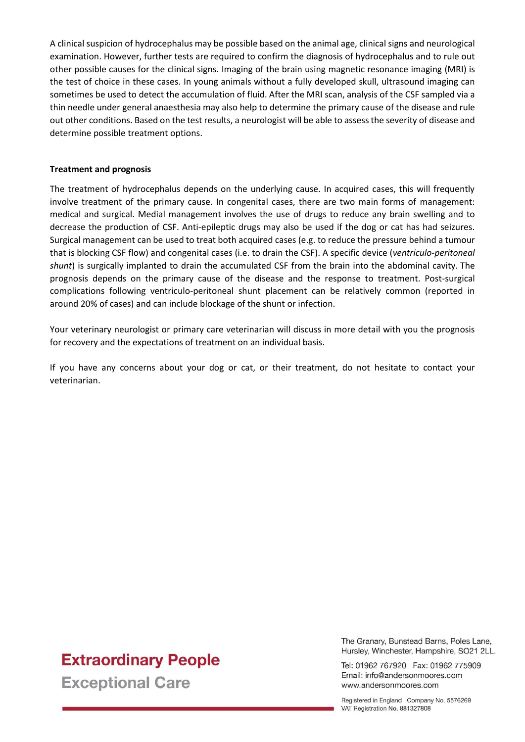A clinical suspicion of hydrocephalus may be possible based on the animal age, clinical signs and neurological examination. However, further tests are required to confirm the diagnosis of hydrocephalus and to rule out other possible causes for the clinical signs. Imaging of the brain using magnetic resonance imaging (MRI) is the test of choice in these cases. In young animals without a fully developed skull, ultrasound imaging can sometimes be used to detect the accumulation of fluid. After the MRI scan, analysis of the CSF sampled via a thin needle under general anaesthesia may also help to determine the primary cause of the disease and rule out other conditions. Based on the test results, a neurologist will be able to assess the severity of disease and determine possible treatment options.

**Treatment and prognosis**

The treatment of hydrocephalus depends on the underlying cause. In acquired cases, this will frequently involve treatment of the primary cause. In congenital cases, there are two main forms of management: medical and surgical. Medial management involves the use of drugs to reduce any brain swelling and to decrease the production of CSF. Anti-epileptic drugs may also be used if the dog or cat has had seizures. Surgical management can be used to treat both acquired cases (e.g. to reduce the pressure behind a tumour that is blocking CSF flow) and congenital cases (i.e. to drain the CSF). A specific device (*ventriculo-peritoneal shunt*) is surgically implanted to drain the accumulated CSF from the brain into the abdominal cavity. The prognosis depends on the primary cause of the disease and the response to treatment. Post-surgical complications following ventriculo-peritoneal shunt placement can be relatively common (reported in around 20% of cases) and can include blockage of the shunt or infection.

Your veterinary neurologist or primary care veterinarian will discuss in more detail with you the prognosis for recovery and the expectations of treatment on an individual basis.

If you have any concerns about your dog or cat, or their treatment, do not hesitate to contact your veterinarian.

**Extraordinary People**
**Exceptional Care**

The Granary, Bunstead Barns, Poles Lane, Hursley, Winchester, Hampshire, SO21 2LL.

Tel: 01962 767920 Fax: 01962 775909
Email: info@andersonmoores.com
www.andersonmoores.com

Registered in England Company No. 5576269
VAT Registration No. 881327808